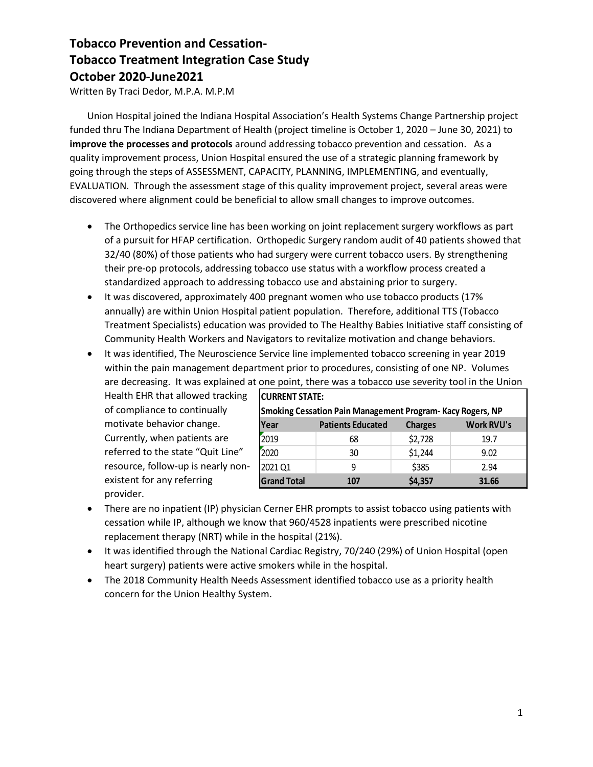# Tobacco Prevention and Cessation-
# Tobacco Treatment Integration Case Study
# October 2020-June2021

Written By Traci Dedor, M.P.A. M.P.M

Union Hospital joined the Indiana Hospital Association's Health Systems Change Partnership project funded thru The Indiana Department of Health (project timeline is October 1, 2020 – June 30, 2021) to **improve the processes and protocols** around addressing tobacco prevention and cessation. As a quality improvement process, Union Hospital ensured the use of a strategic planning framework by going through the steps of ASSESSMENT, CAPACITY, PLANNING, IMPLEMENTING, and eventually, EVALUATION. Through the assessment stage of this quality improvement project, several areas were discovered where alignment could be beneficial to allow small changes to improve outcomes.

- The Orthopedics service line has been working on joint replacement surgery workflows as part of a pursuit for HFAP certification. Orthopedic Surgery random audit of 40 patients showed that 32/40 (80%) of those patients who had surgery were current tobacco users. By strengthening their pre-op protocols, addressing tobacco use status with a workflow process created a standardized approach to addressing tobacco use and abstaining prior to surgery.
- It was discovered, approximately 400 pregnant women who use tobacco products (17% annually) are within Union Hospital patient population. Therefore, additional TTS (Tobacco Treatment Specialists) education was provided to The Healthy Babies Initiative staff consisting of Community Health Workers and Navigators to revitalize motivation and change behaviors.
- It was identified, The Neuroscience Service line implemented tobacco screening in year 2019 within the pain management department prior to procedures, consisting of one NP. Volumes are decreasing. It was explained at one point, there was a tobacco use severity tool in the Union Health EHR that allowed tracking of compliance to continually motivate behavior change. Currently, when patients are referred to the state "Quit Line" resource, follow-up is nearly non-existent for any referring provider.

| CURRENT STATE: | | | |
|---|---|---|---|
| **Smoking Cessation Pain Management Program- Kacy Rogers, NP** | | | |
| **Year** | **Patients Educated** | **Charges** | **Work RVU's** |
| 2019 | 68 | $2,728 | 19.7 |
| 2020 | 30 | $1,244 | 9.02 |
| 2021 Q1 | 9 | $385 | 2.94 |
| **Grand Total** | **107** | **$4,357** | **31.66** |

- There are no inpatient (IP) physician Cerner EHR prompts to assist tobacco using patients with cessation while IP, although we know that 960/4528 inpatients were prescribed nicotine replacement therapy (NRT) while in the hospital (21%).
- It was identified through the National Cardiac Registry, 70/240 (29%) of Union Hospital (open heart surgery) patients were active smokers while in the hospital.
- The 2018 Community Health Needs Assessment identified tobacco use as a priority health concern for the Union Healthy System.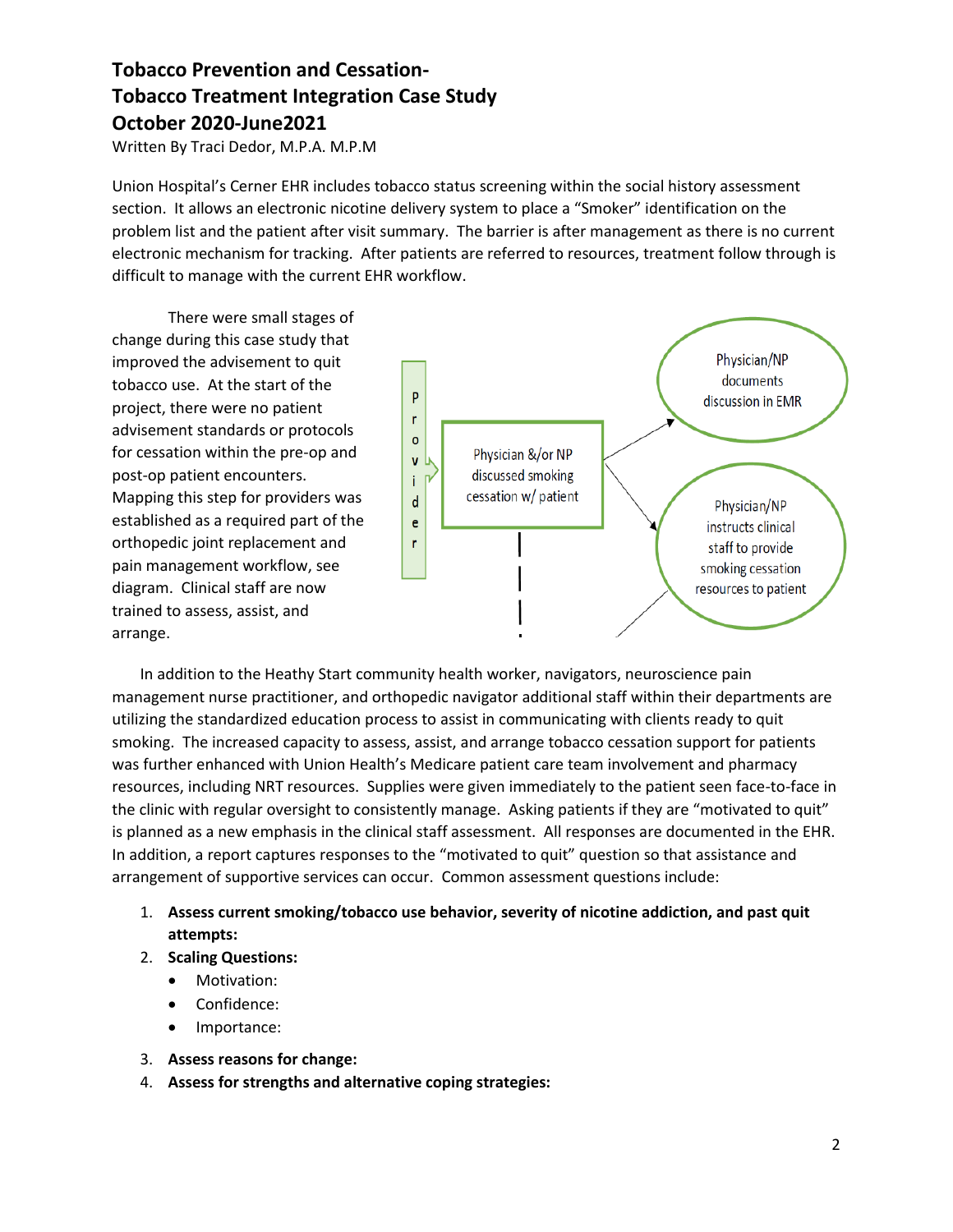# Tobacco Prevention and Cessation-
# Tobacco Treatment Integration Case Study
# October 2020-June2021

Written By Traci Dedor, M.P.A. M.P.M

Union Hospital's Cerner EHR includes tobacco status screening within the social history assessment section. It allows an electronic nicotine delivery system to place a "Smoker" identification on the problem list and the patient after visit summary. The barrier is after management as there is no current electronic mechanism for tracking. After patients are referred to resources, treatment follow through is difficult to manage with the current EHR workflow.

There were small stages of change during this case study that improved the advisement to quit tobacco use. At the start of the project, there were no patient advisement standards or protocols for cessation within the pre-op and post-op patient encounters. Mapping this step for providers was established as a required part of the orthopedic joint replacement and pain management workflow, see diagram. Clinical staff are now trained to assess, assist, and arrange.

Provider → Physician &/or NP discussed smoking cessation w/ patient → Physician/NP documents discussion in EMR

Physician &/or NP discussed smoking cessation w/ patient → Physician/NP instructs clinical staff to provide smoking cessation resources to patient

In addition to the Heathy Start community health worker, navigators, neuroscience pain management nurse practitioner, and orthopedic navigator additional staff within their departments are utilizing the standardized education process to assist in communicating with clients ready to quit smoking. The increased capacity to assess, assist, and arrange tobacco cessation support for patients was further enhanced with Union Health's Medicare patient care team involvement and pharmacy resources, including NRT resources. Supplies were given immediately to the patient seen face-to-face in the clinic with regular oversight to consistently manage. Asking patients if they are "motivated to quit" is planned as a new emphasis in the clinical staff assessment. All responses are documented in the EHR. In addition, a report captures responses to the "motivated to quit" question so that assistance and arrangement of supportive services can occur. Common assessment questions include:

1. **Assess current smoking/tobacco use behavior, severity of nicotine addiction, and past quit attempts:**
2. **Scaling Questions:**
   - Motivation:
   - Confidence:
   - Importance:
3. **Assess reasons for change:**
4. **Assess for strengths and alternative coping strategies:**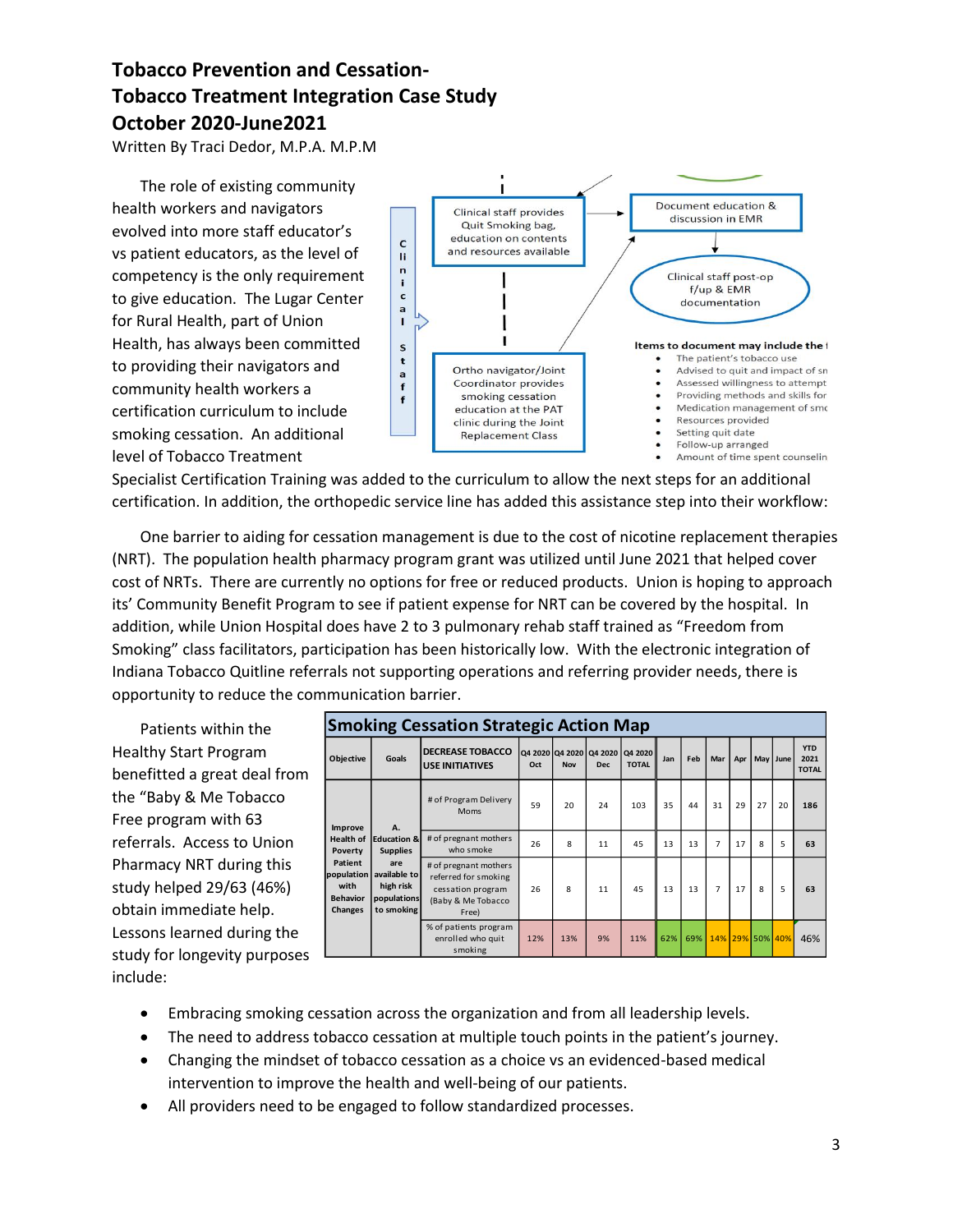# Tobacco Prevention and Cessation-Tobacco Treatment Integration Case Study October 2020-June2021

Written By Traci Dedor, M.P.A. M.P.M

The role of existing community health workers and navigators evolved into more staff educator's vs patient educators, as the level of competency is the only requirement to give education. The Lugar Center for Rural Health, part of Union Health, has always been committed to providing their navigators and community health workers a certification curriculum to include smoking cessation. An additional level of Tobacco Treatment Specialist Certification Training was added to the curriculum to allow the next steps for an additional certification. In addition, the orthopedic service line has added this assistance step into their workflow:

Clinical Staff

Clinical staff provides Quit Smoking bag, education on contents and resources available

Document education & discussion in EMR

Clinical staff post-op f/up & EMR documentation

Ortho navigator/Joint Coordinator provides smoking cessation education at the PAT clinic during the Joint Replacement Class

Items to document may include the

- The patient's tobacco use
- Advised to quit and impact of sn
- Assessed willingness to attempt
- Providing methods and skills for
- Medication management of smc
- Resources provided
- Setting quit date
- Follow-up arranged
- Amount of time spent counselin

One barrier to aiding for cessation management is due to the cost of nicotine replacement therapies (NRT). The population health pharmacy program grant was utilized until June 2021 that helped cover cost of NRTs. There are currently no options for free or reduced products. Union is hoping to approach its' Community Benefit Program to see if patient expense for NRT can be covered by the hospital. In addition, while Union Hospital does have 2 to 3 pulmonary rehab staff trained as "Freedom from Smoking" class facilitators, participation has been historically low. With the electronic integration of Indiana Tobacco Quitline referrals not supporting operations and referring provider needs, there is opportunity to reduce the communication barrier.

Patients within the Healthy Start Program benefitted a great deal from the "Baby & Me Tobacco Free program with 63 referrals. Access to Union Pharmacy NRT during this study helped 29/63 (46%) obtain immediate help. Lessons learned during the study for longevity purposes include:

**Smoking Cessation Strategic Action Map**

| Objective | Goals | DECREASE TOBACCO USE INITIATIVES | Q4 2020 Oct | Q4 2020 Nov | Q4 2020 Dec | Q4 2020 TOTAL | Jan | Feb | Mar | Apr | May | June | YTD 2021 TOTAL |
|---|---|---|---|---|---|---|---|---|---|---|---|---|---|
| Improve Health of Poverty Patient population with Behavior Changes | A. Education & Supplies are available to high risk populations to smoking | # of Program Delivery Moms | 59 | 20 | 24 | 103 | 35 | 44 | 31 | 29 | 27 | 20 | 186 |
| | | # of pregnant mothers who smoke | 26 | 8 | 11 | 45 | 13 | 13 | 7 | 17 | 8 | 5 | 63 |
| | | # of pregnant mothers referred for smoking cessation program (Baby & Me Tobacco Free) | 26 | 8 | 11 | 45 | 13 | 13 | 7 | 17 | 8 | 5 | 63 |
| | | % of patients program enrolled who quit smoking | 12% | 13% | 9% | 11% | 62% | 69% | 14% | 29% | 50% | 40% | 46% |

- Embracing smoking cessation across the organization and from all leadership levels.
- The need to address tobacco cessation at multiple touch points in the patient's journey.
- Changing the mindset of tobacco cessation as a choice vs an evidenced-based medical intervention to improve the health and well-being of our patients.
- All providers need to be engaged to follow standardized processes.